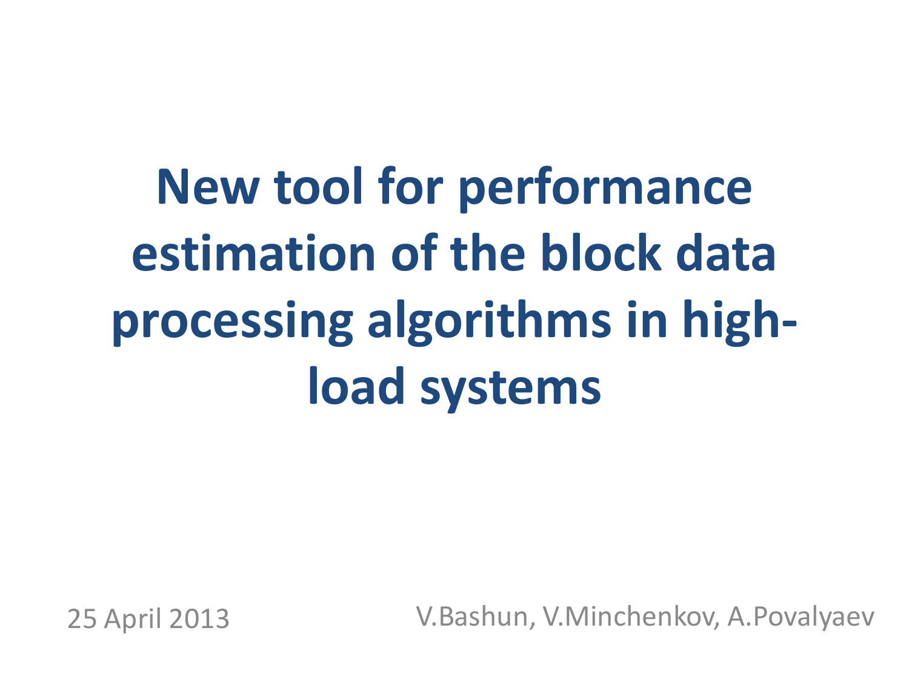# New tool for performance estimation of the block data processing algorithms in high-load systems

25 April 2013

V.Bashun, V.Minchenkov, A.Povalyaev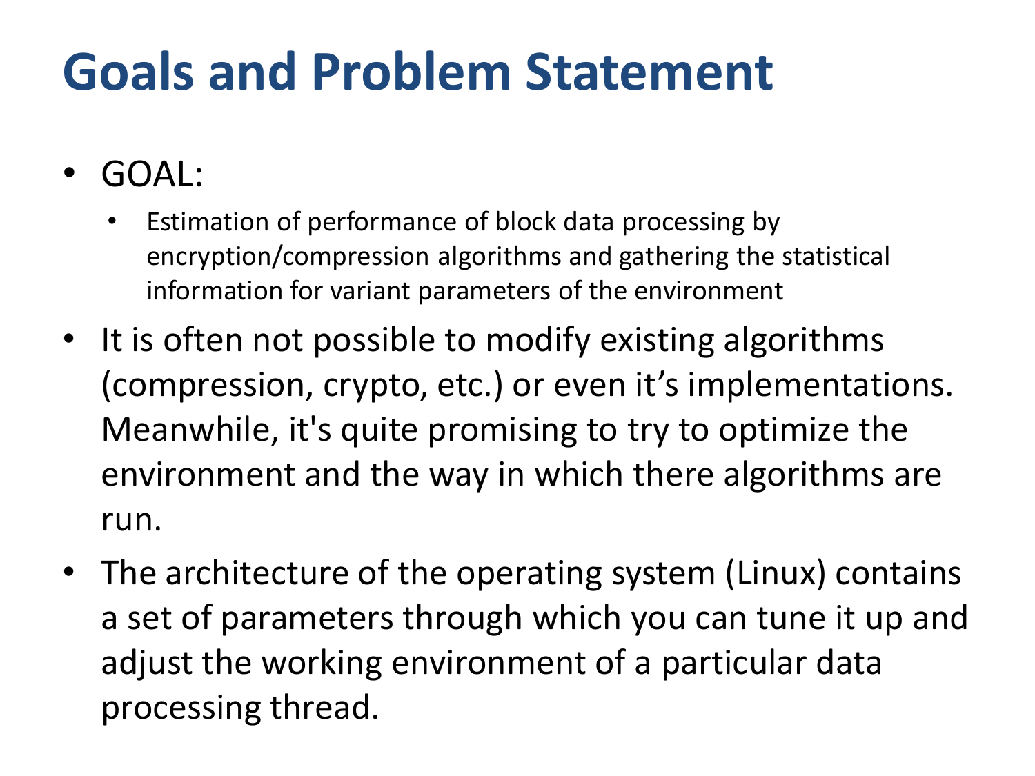# Goals and Problem Statement

- GOAL:
  - Estimation of performance of block data processing by encryption/compression algorithms and gathering the statistical information for variant parameters of the environment
- It is often not possible to modify existing algorithms (compression, crypto, etc.) or even it's implementations. Meanwhile, it's quite promising to try to optimize the environment and the way in which there algorithms are run.
- The architecture of the operating system (Linux) contains a set of parameters through which you can tune it up and adjust the working environment of a particular data processing thread.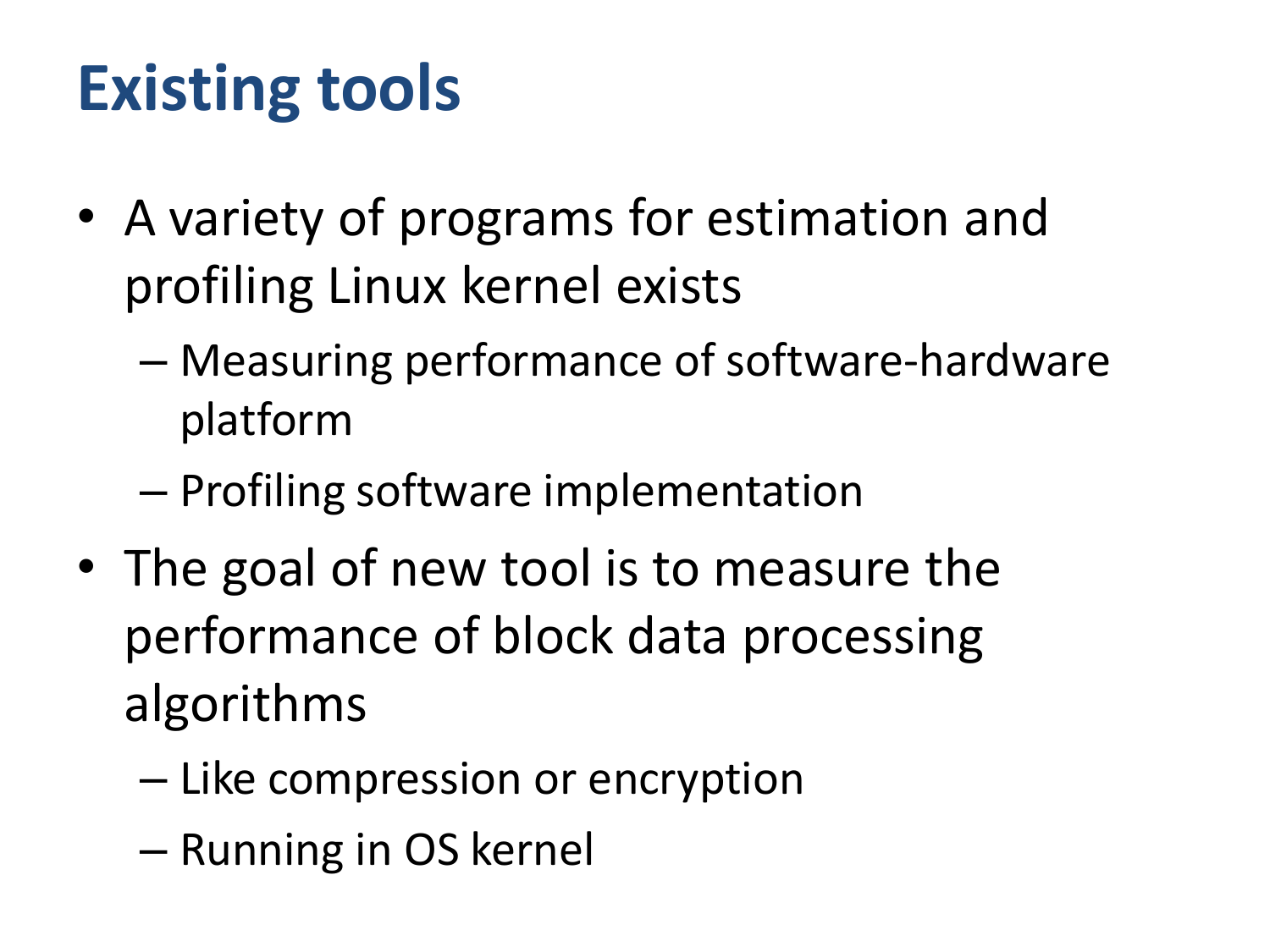# Existing tools

- A variety of programs for estimation and profiling Linux kernel exists
  - Measuring performance of software-hardware platform
  - Profiling software implementation
- The goal of new tool is to measure the performance of block data processing algorithms
  - Like compression or encryption
  - Running in OS kernel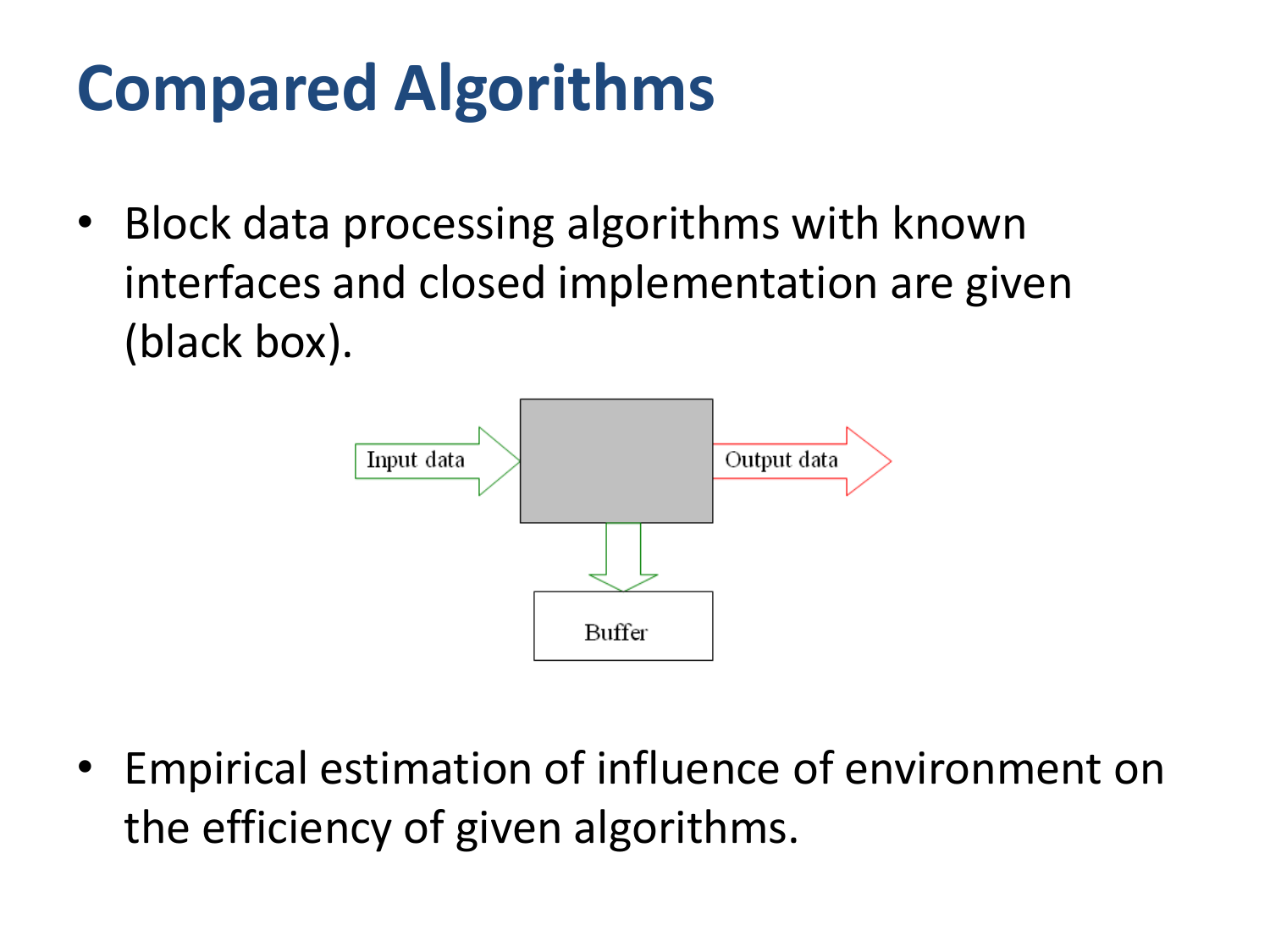# Compared Algorithms

- Block data processing algorithms with known interfaces and closed implementation are given (black box).

Input data

Output data

Buffer

- Empirical estimation of influence of environment on the efficiency of given algorithms.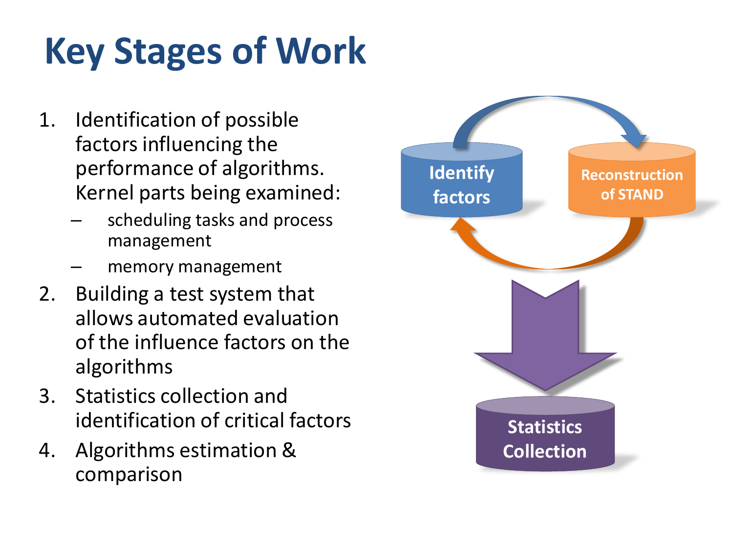# Key Stages of Work

1. Identification of possible factors influencing the performance of algorithms. Kernel parts being examined:
   - scheduling tasks and process management
   - memory management
2. Building a test system that allows automated evaluation of the influence factors on the algorithms
3. Statistics collection and identification of critical factors
4. Algorithms estimation & comparison

Identify factors

Reconstruction of STAND

Statistics Collection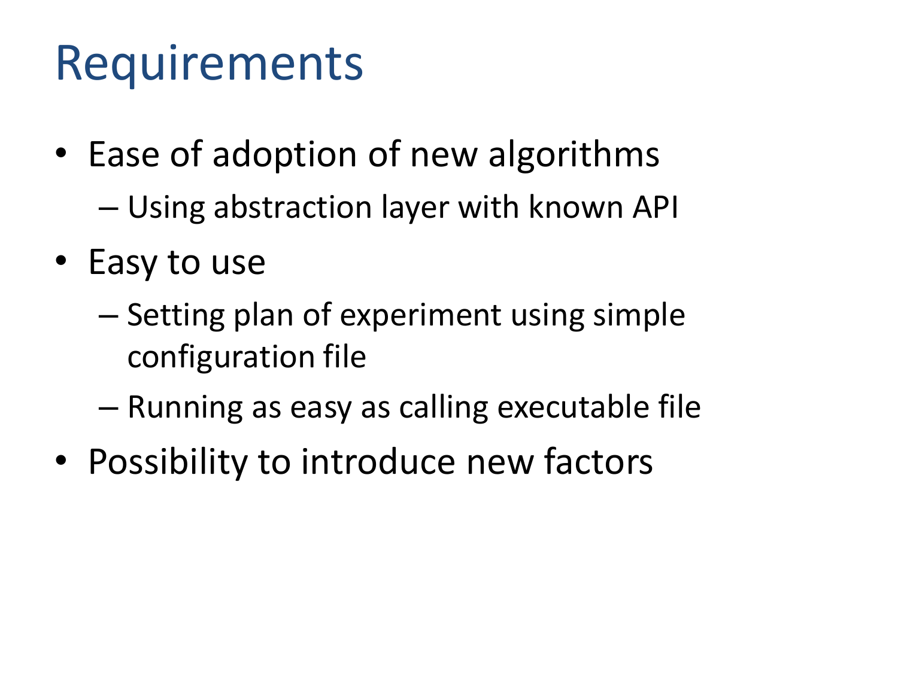# Requirements

- Ease of adoption of new algorithms
  - Using abstraction layer with known API
- Easy to use
  - Setting plan of experiment using simple configuration file
  - Running as easy as calling executable file
- Possibility to introduce new factors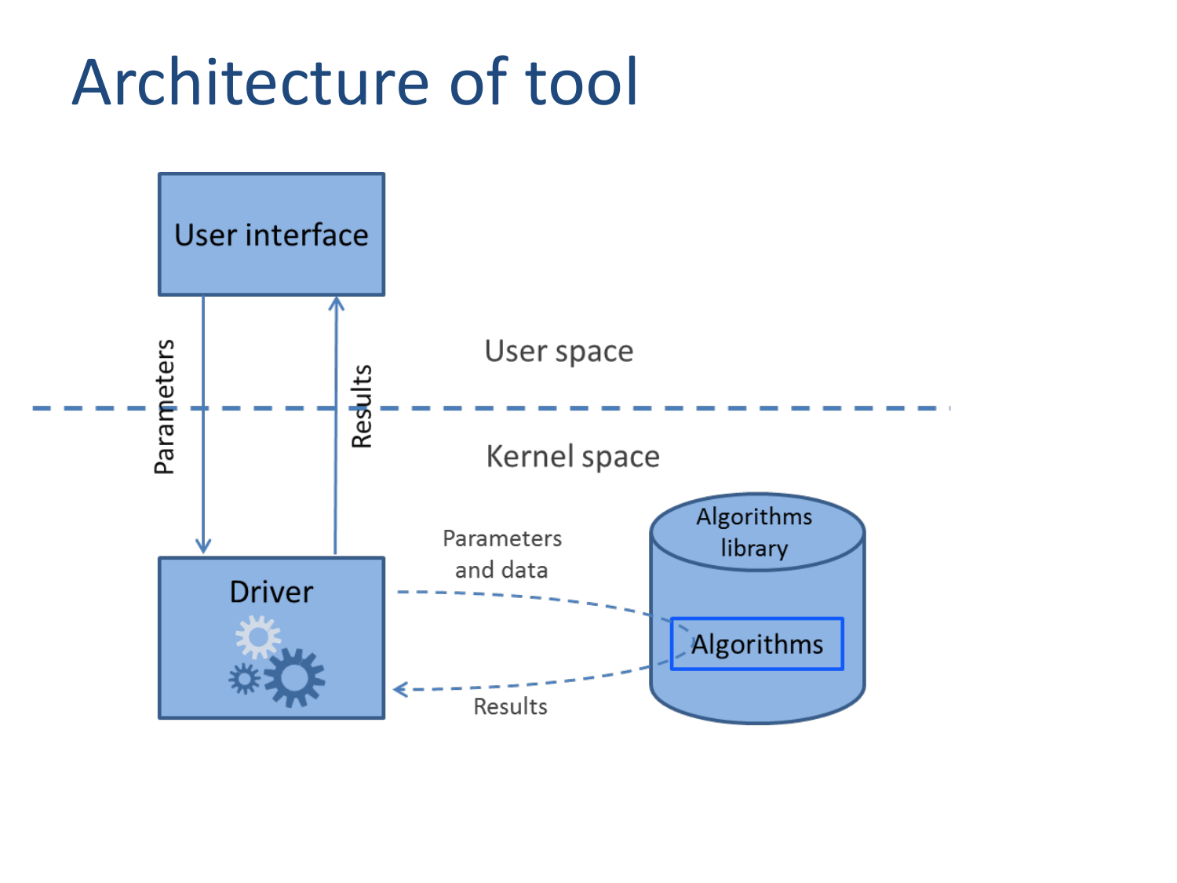# Architecture of tool

User interface

Parameters

Results

User space

Kernel space

Driver

Parameters and data

Results

Algorithms library

Algorithms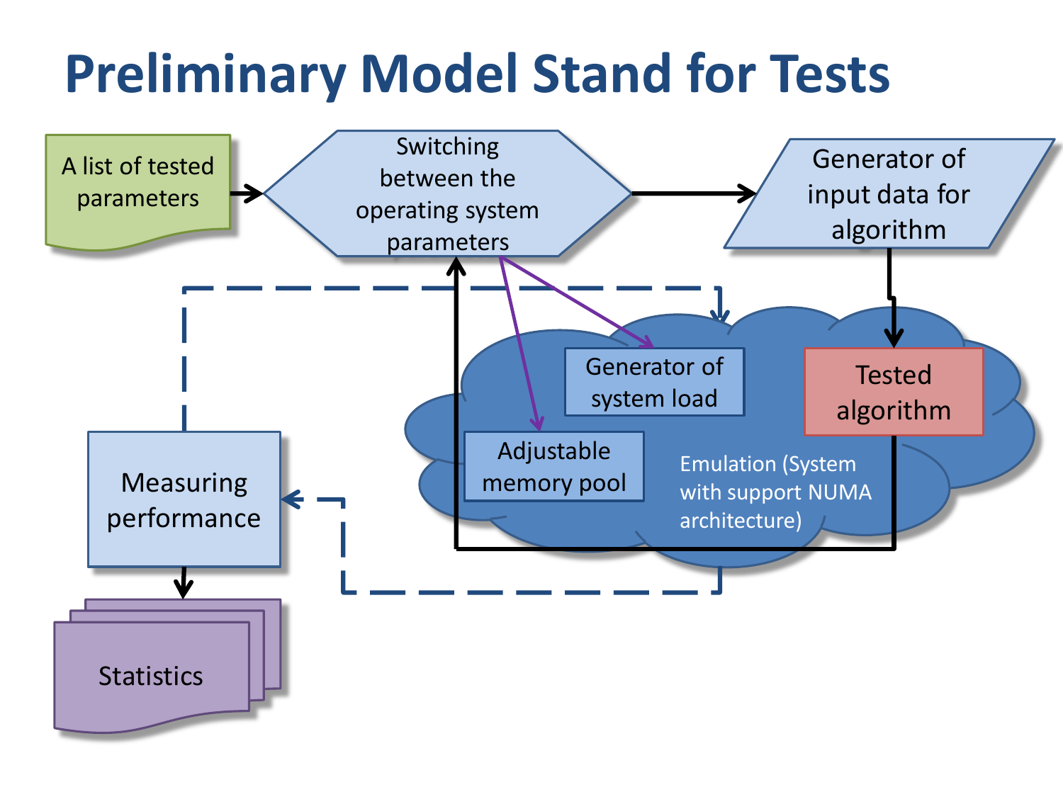# Preliminary Model Stand for Tests

A list of tested parameters

Switching between the operating system parameters

Generator of input data for algorithm

Generator of system load

Tested algorithm

Adjustable memory pool

Emulation (System with support NUMA architecture)

Measuring performance

Statistics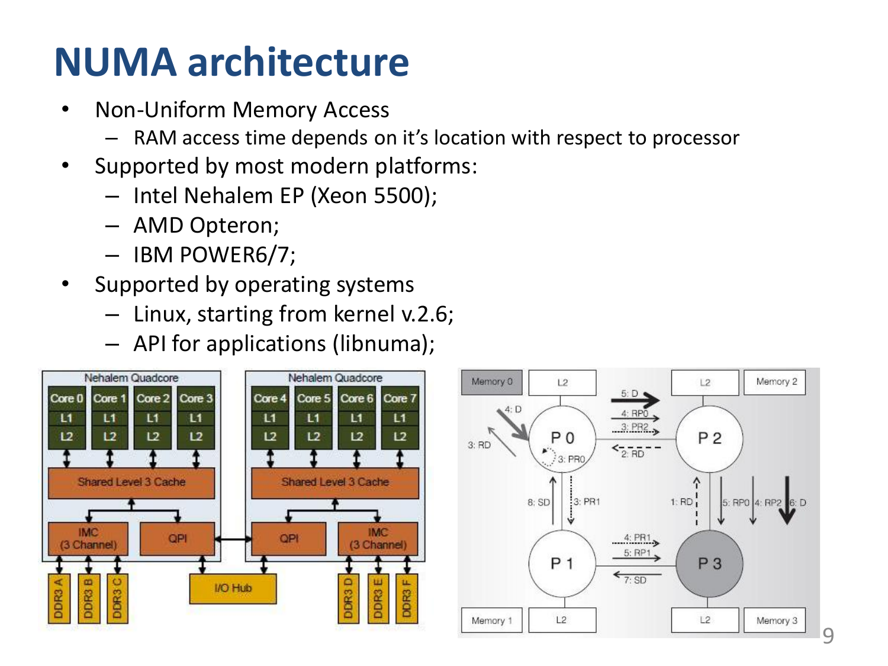# NUMA architecture

- Non-Uniform Memory Access
  - RAM access time depends on it's location with respect to processor
- Supported by most modern platforms:
  - Intel Nehalem EP (Xeon 5500);
  - AMD Opteron;
  - IBM POWER6/7;
- Supported by operating systems
  - Linux, starting from kernel v.2.6;
  - API for applications (libnuma);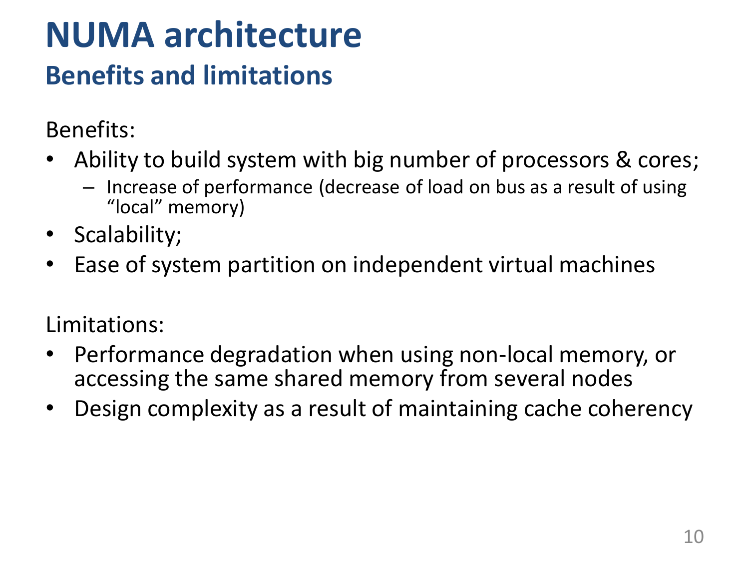# NUMA architecture

## Benefits and limitations

Benefits:

- Ability to build system with big number of processors & cores;
  - Increase of performance (decrease of load on bus as a result of using "local" memory)
- Scalability;
- Ease of system partition on independent virtual machines

Limitations:

- Performance degradation when using non-local memory, or accessing the same shared memory from several nodes
- Design complexity as a result of maintaining cache coherency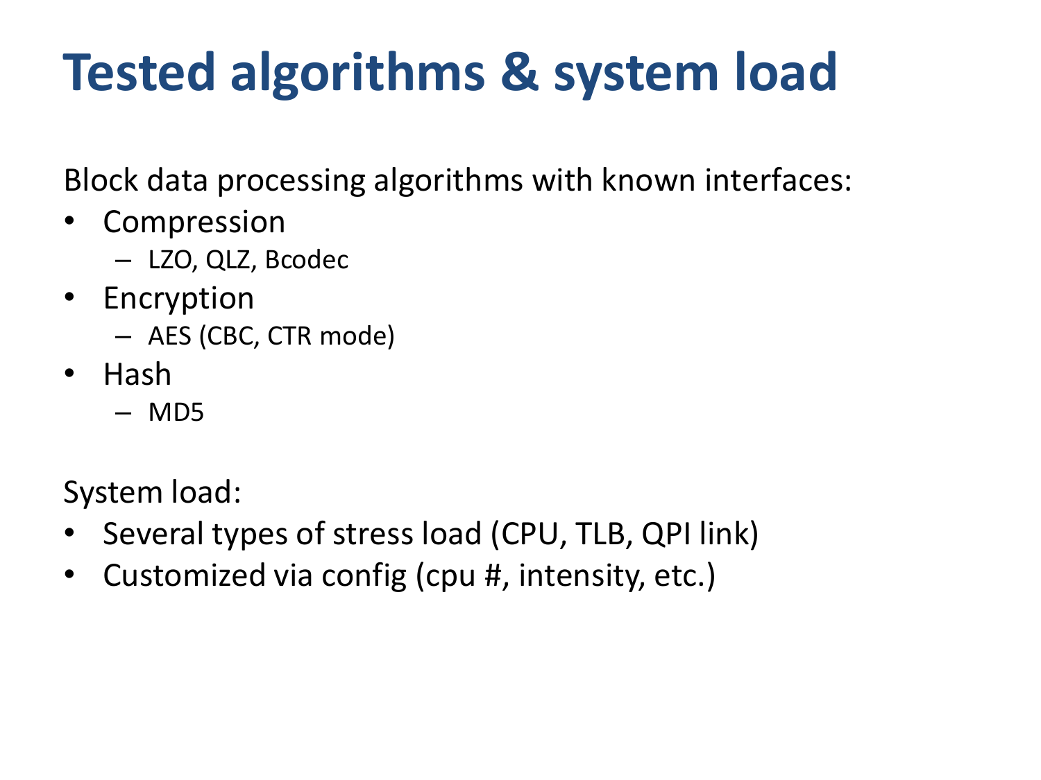# Tested algorithms & system load

Block data processing algorithms with known interfaces:

- Compression
  - LZO, QLZ, Bcodec
- Encryption
  - AES (CBC, CTR mode)
- Hash
  - MD5

System load:

- Several types of stress load (CPU, TLB, QPI link)
- Customized via config (cpu #, intensity, etc.)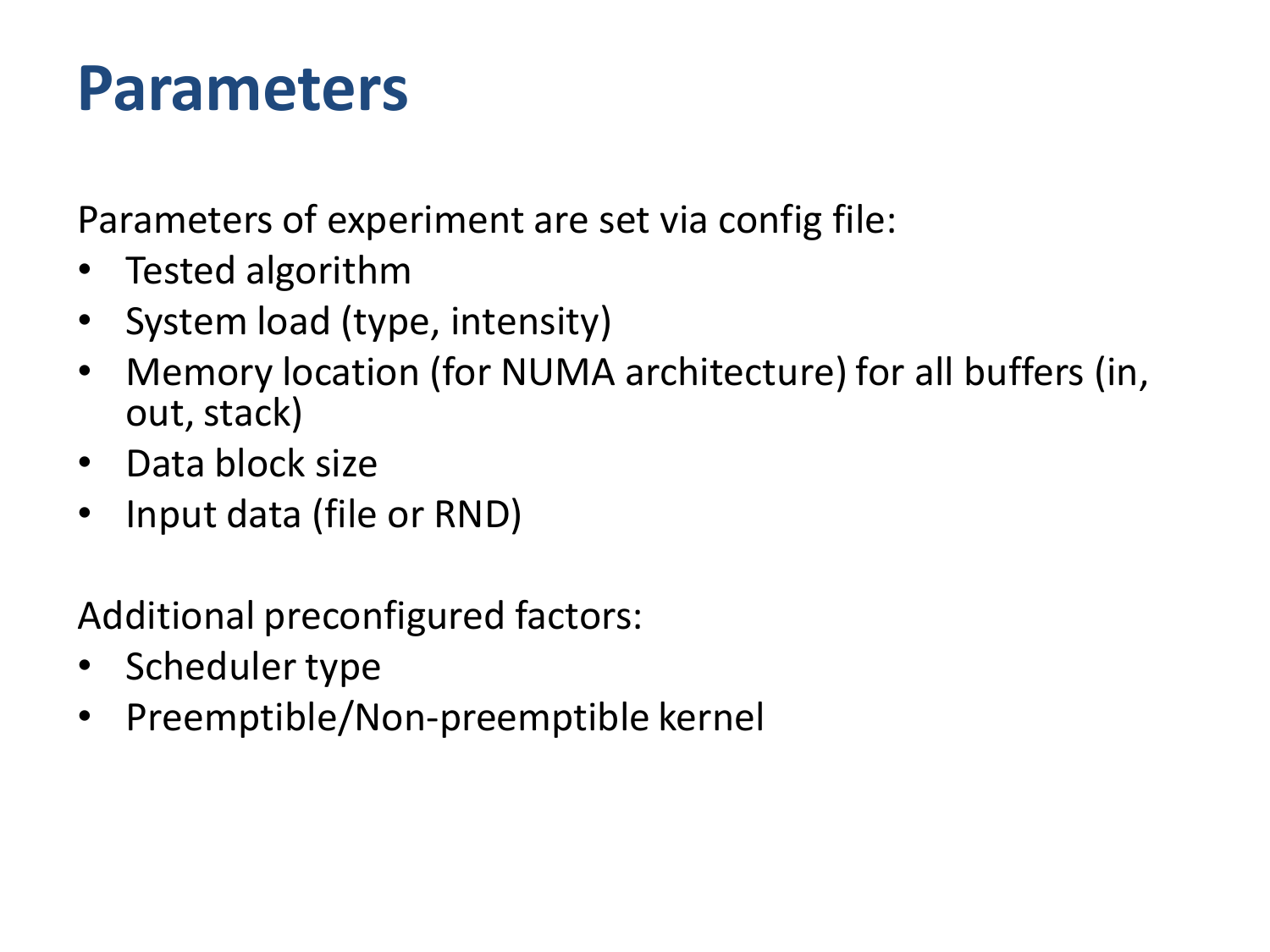# Parameters

Parameters of experiment are set via config file:

- Tested algorithm
- System load (type, intensity)
- Memory location (for NUMA architecture) for all buffers (in, out, stack)
- Data block size
- Input data (file or RND)

Additional preconfigured factors:

- Scheduler type
- Preemptible/Non-preemptible kernel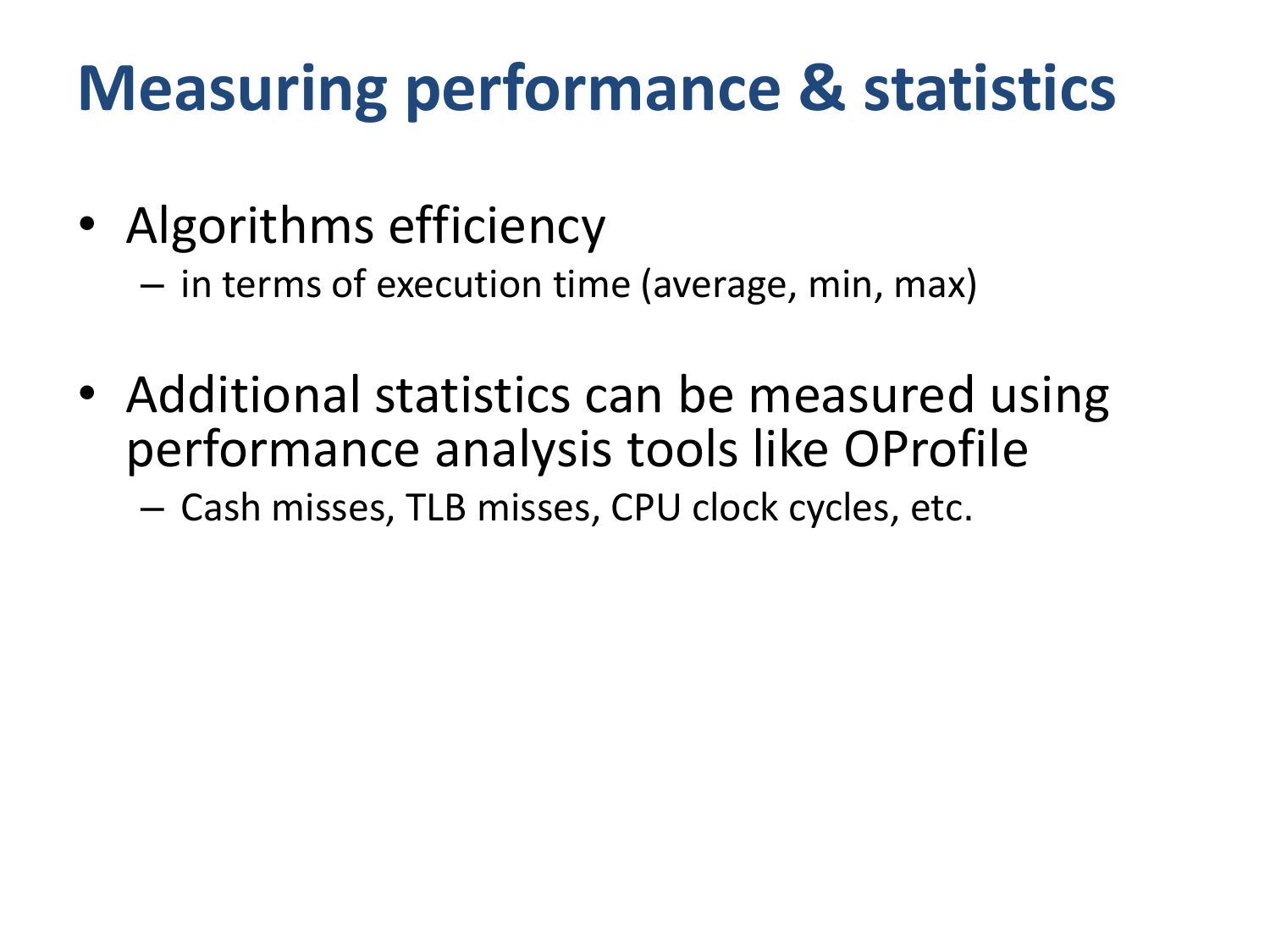# Measuring performance & statistics

- Algorithms efficiency
  - in terms of execution time (average, min, max)

- Additional statistics can be measured using performance analysis tools like OProfile
  - Cash misses, TLB misses, CPU clock cycles, etc.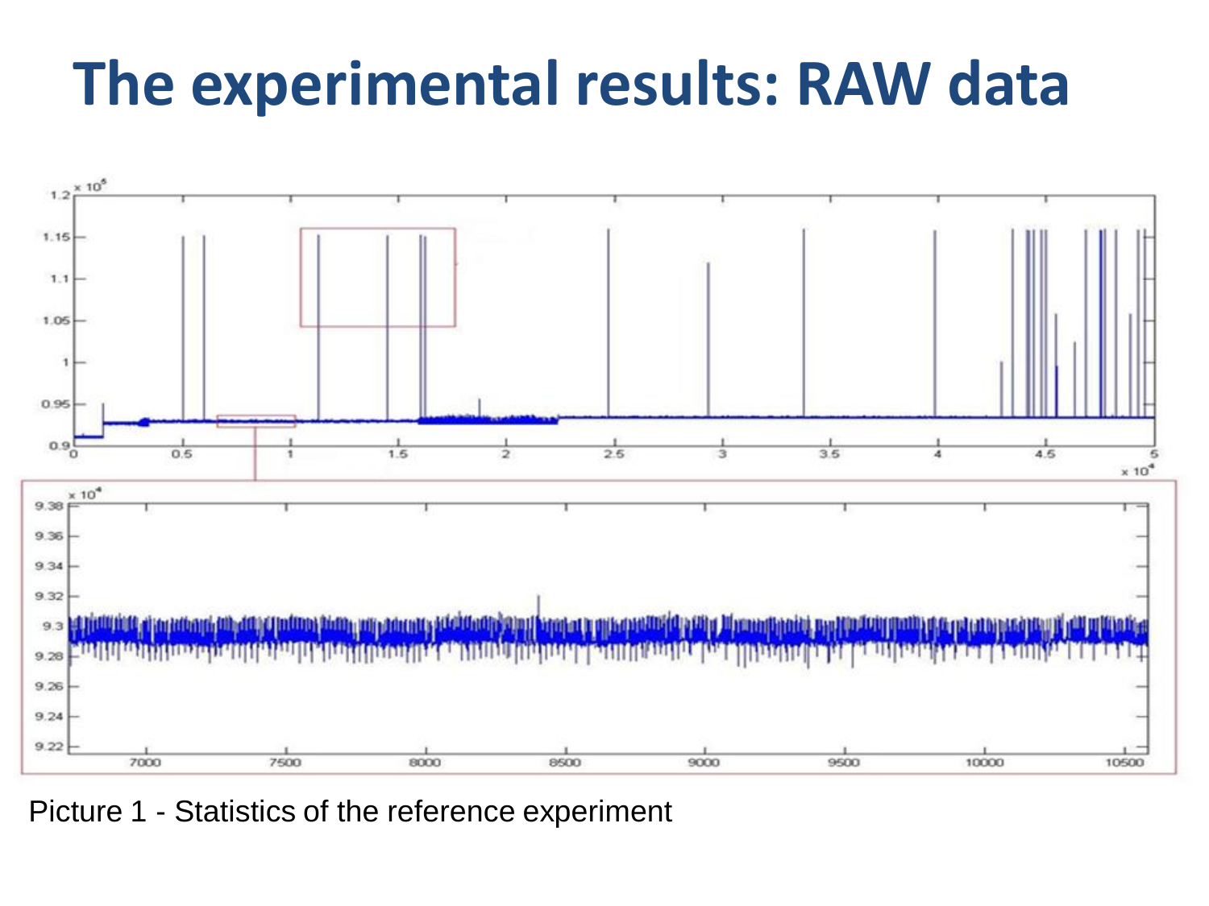# The experimental results: RAW data

Picture 1 - Statistics of the reference experiment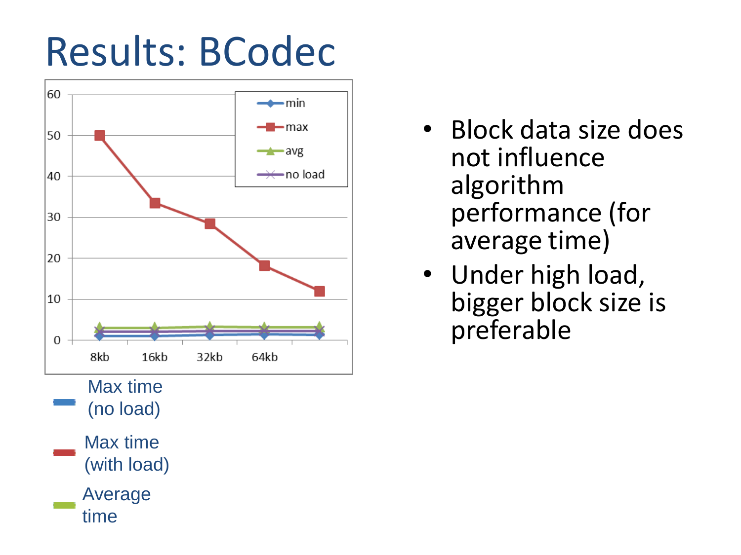# Results: BCodec

| | 8kb | 16kb | 32kb | 64kb | |
|---|---|---|---|---|---|
| min | | | | | |
| max | 50 | 33.5 | 28.5 | 18 | 12 |
| avg | | | | | |
| no load | | | | | |

Max time (no load)

Max time (with load)

Average time

- Block data size does not influence algorithm performance (for average time)
- Under high load, bigger block size is preferable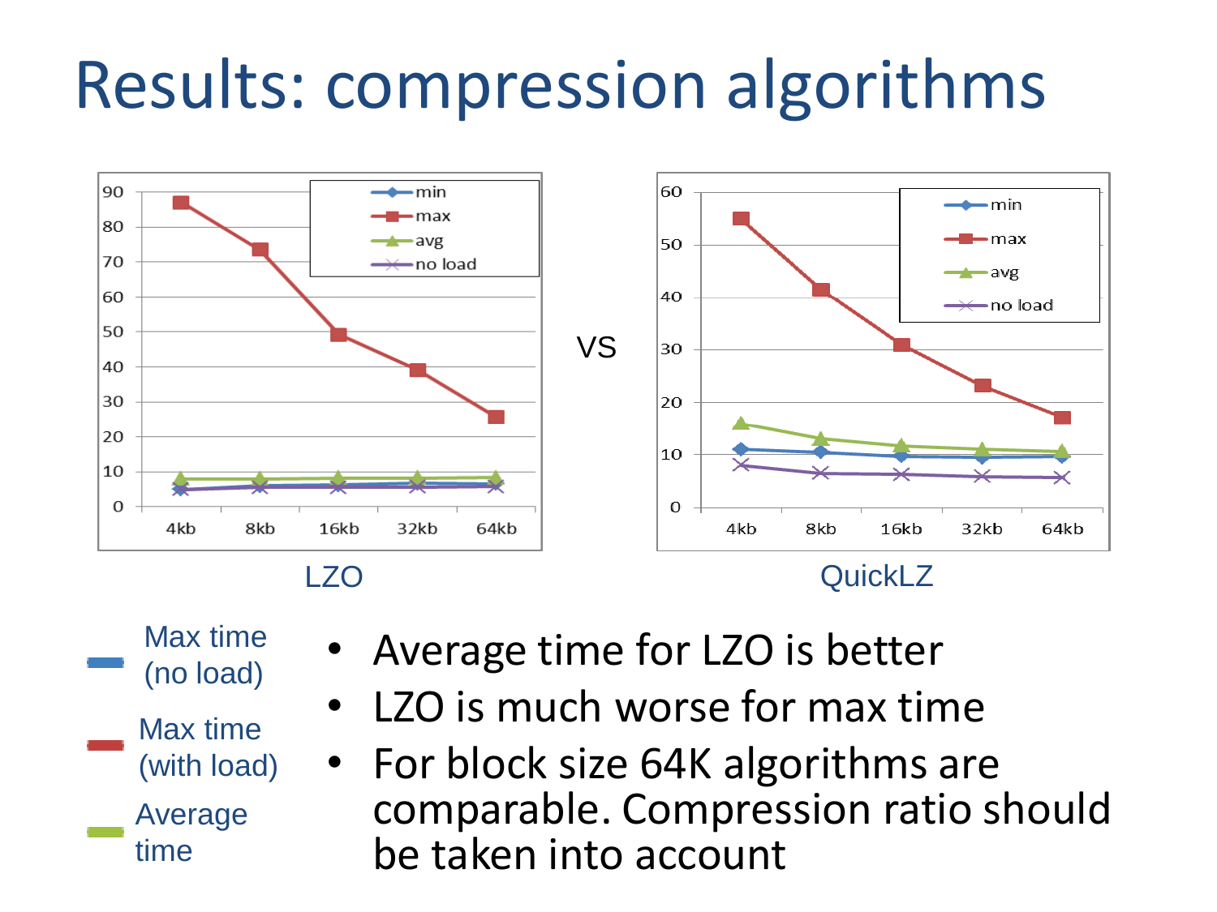# Results: compression algorithms

LZO VS QuickLZ

Max time (no load)

Max time (with load)

Average time

- Average time for LZO is better
- LZO is much worse for max time
- For block size 64K algorithms are comparable. Compression ratio should be taken into account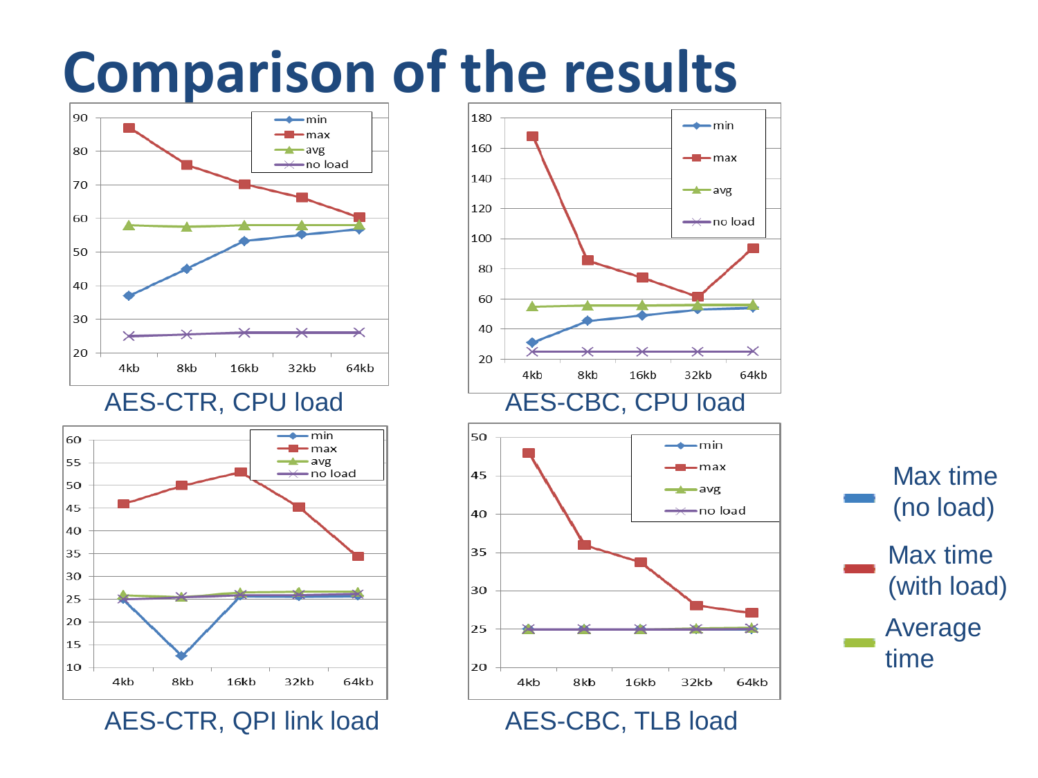# Comparison of the results

AES-CTR, CPU load

AES-CBC, CPU load

AES-CTR, QPI link load

AES-CBC, TLB load

Max time (no load)

Max time (with load)

Average time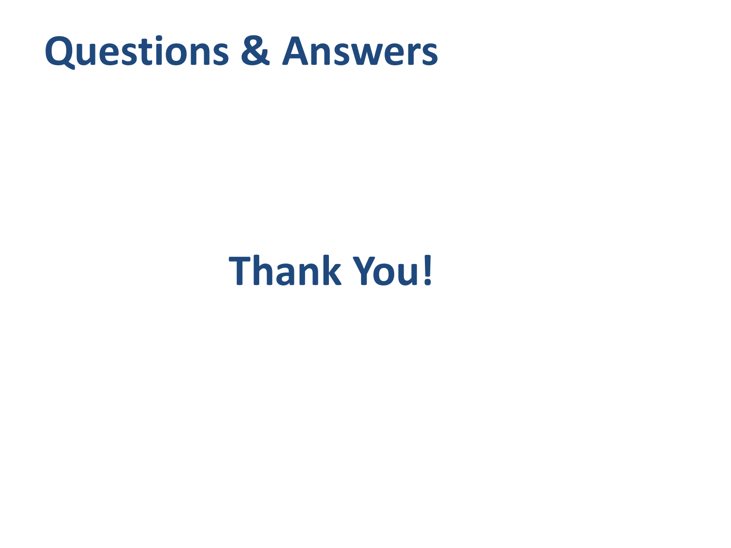# Questions & Answers

**Thank You!**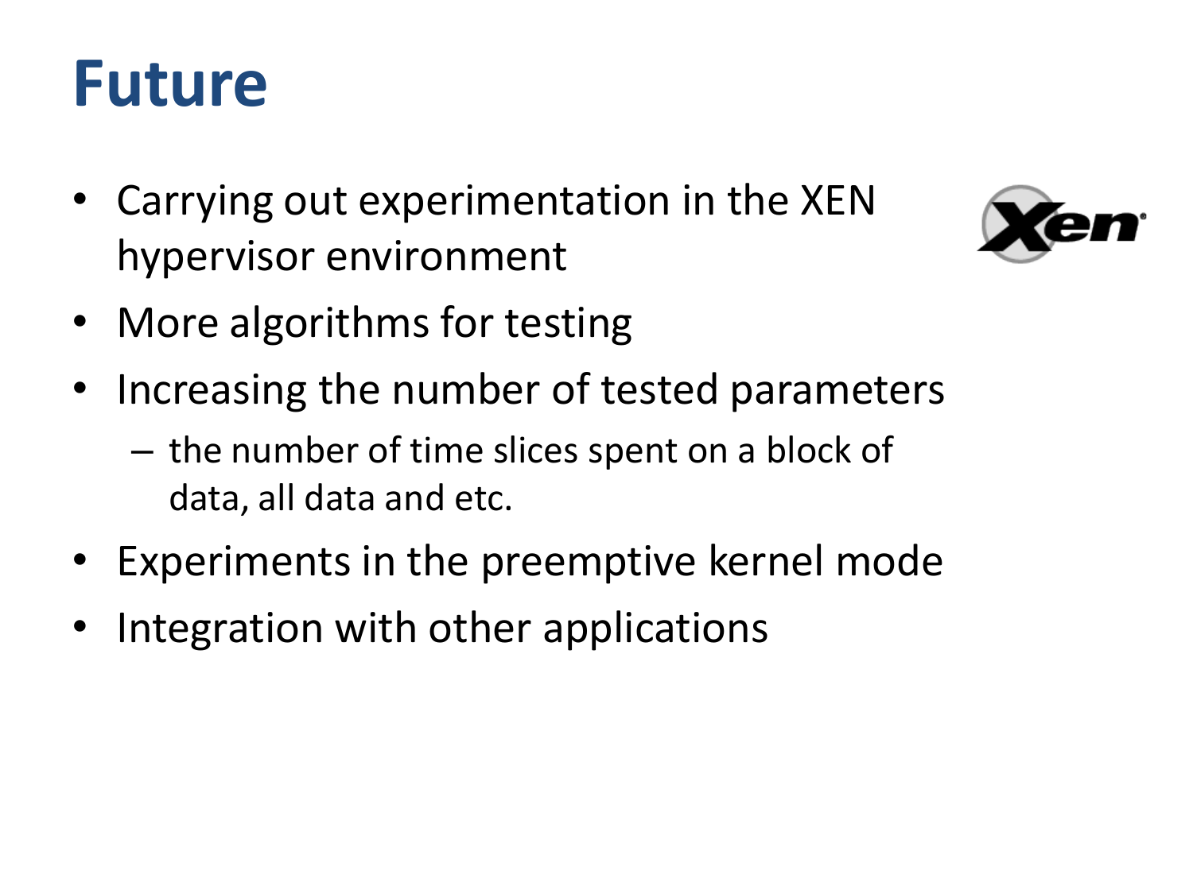# Future

- Carrying out experimentation in the XEN hypervisor environment
- More algorithms for testing
- Increasing the number of tested parameters
  - the number of time slices spent on a block of data, all data and etc.
- Experiments in the preemptive kernel mode
- Integration with other applications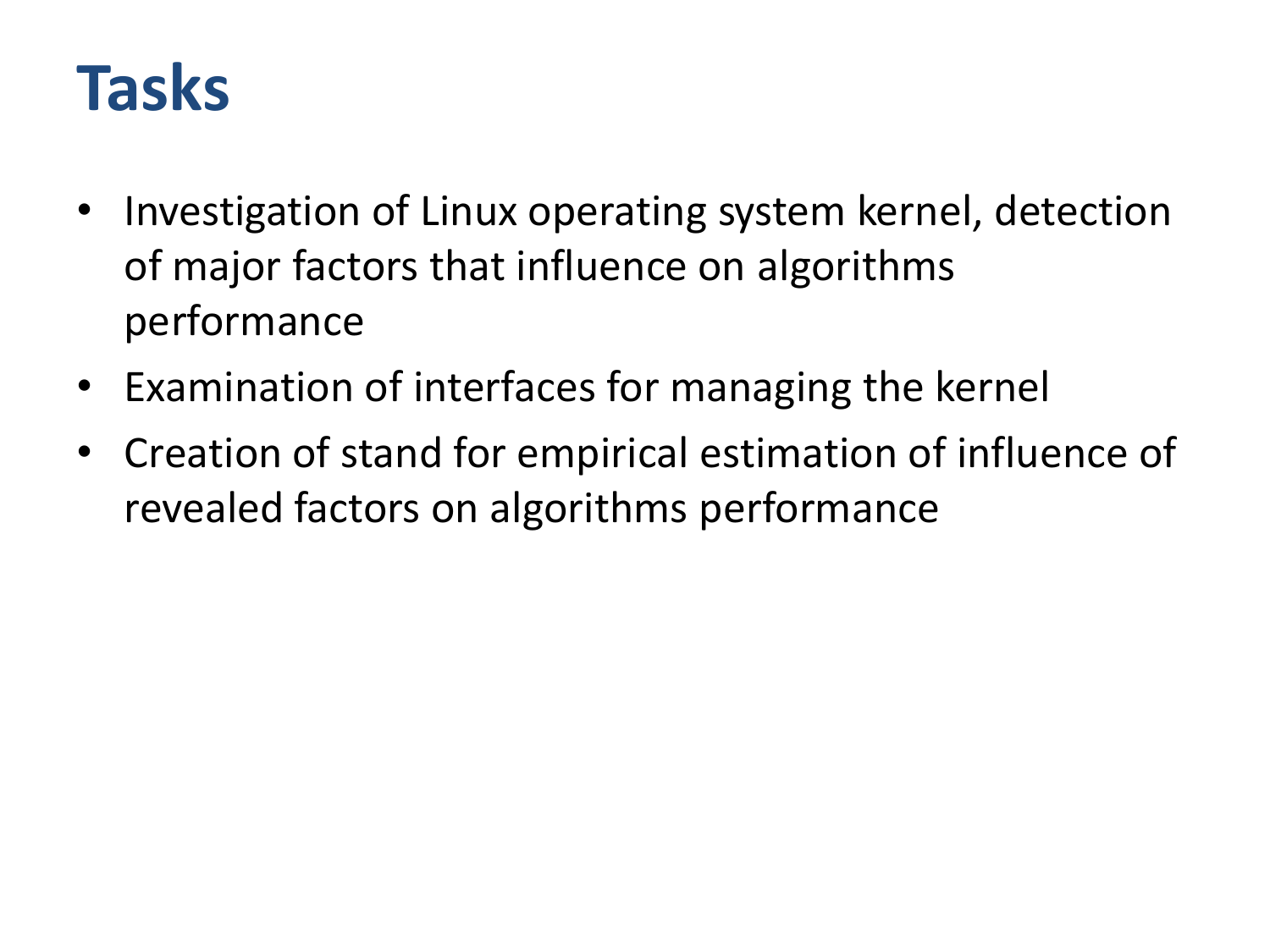# Tasks

- Investigation of Linux operating system kernel, detection of major factors that influence on algorithms performance
- Examination of interfaces for managing the kernel
- Creation of stand for empirical estimation of influence of revealed factors on algorithms performance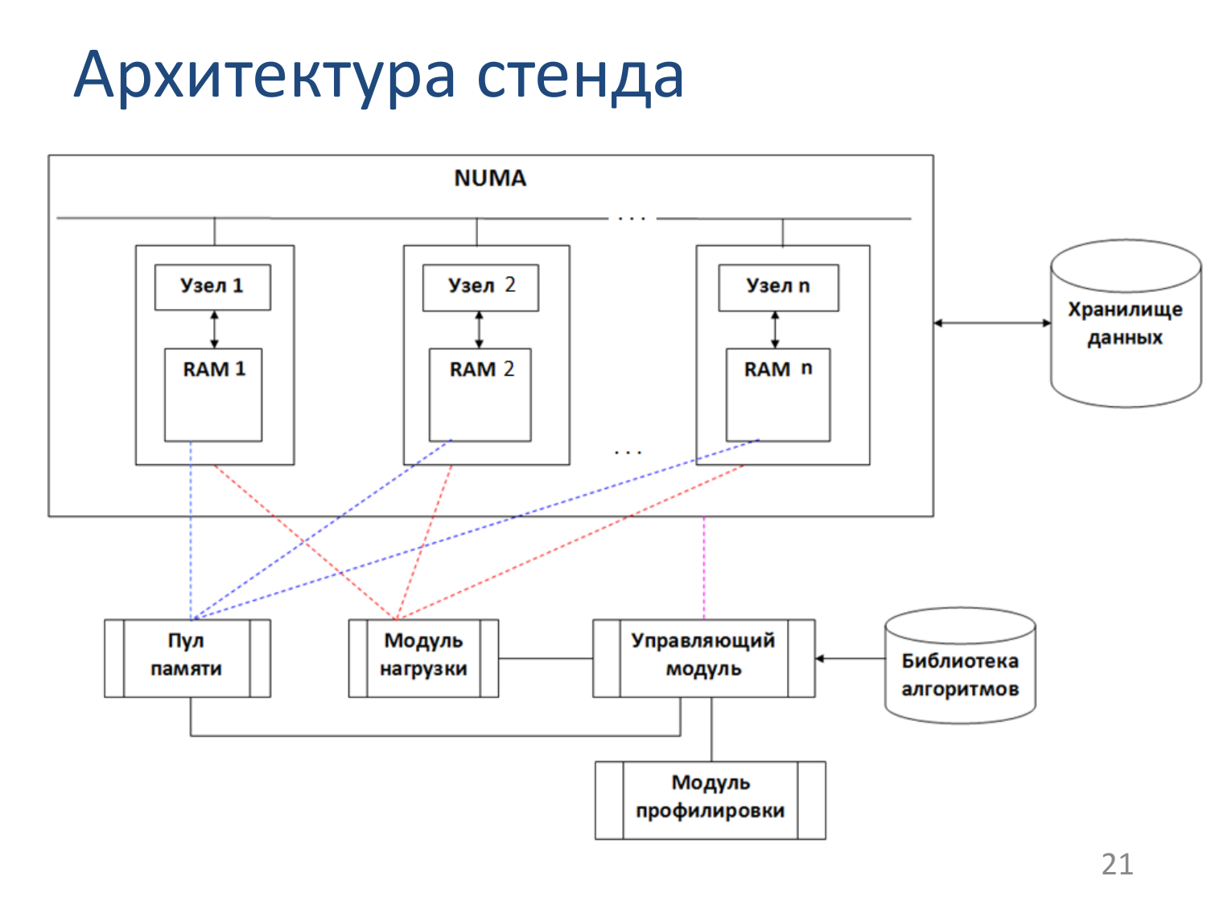# Архитектура стенда

NUMA

Узел 1

RAM 1

Узел 2

RAM 2

Узел n

RAM n

Хранилище данных

Пул памяти

Модуль нагрузки

Управляющий модуль

Библиотека алгоритмов

Модуль профилировки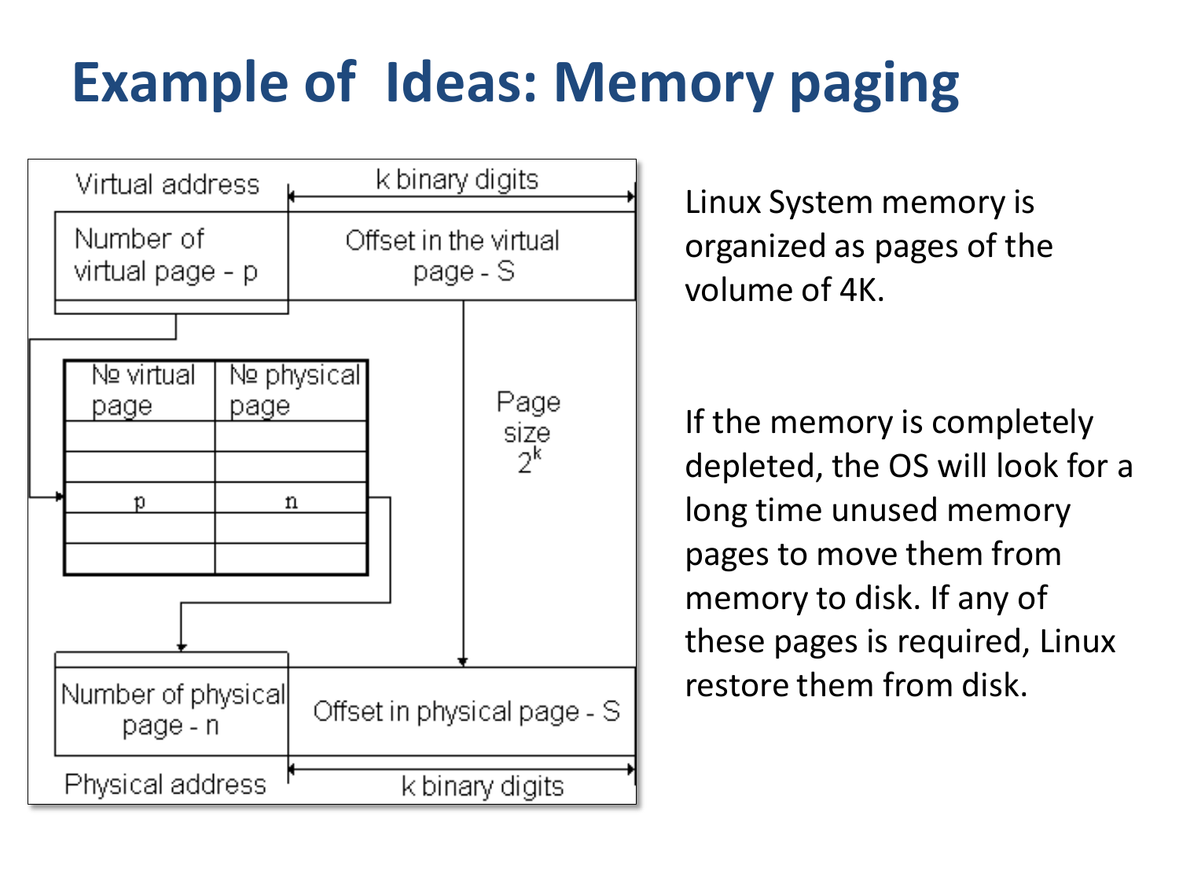# Example of Ideas: Memory paging

Virtual address — k binary digits

| Number of virtual page - p | Offset in the virtual page - S |
| --- | --- |

| № virtual page | № physical page |
| --- | --- |
| | |
| | |
| p | n |
| | |
| | |

Page size $2^k$

| Number of physical page - n | Offset in physical page - S |
| --- | --- |

Physical address — k binary digits

Linux System memory is organized as pages of the volume of 4K.

If the memory is completely depleted, the OS will look for a long time unused memory pages to move them from memory to disk. If any of these pages is required, Linux restore them from disk.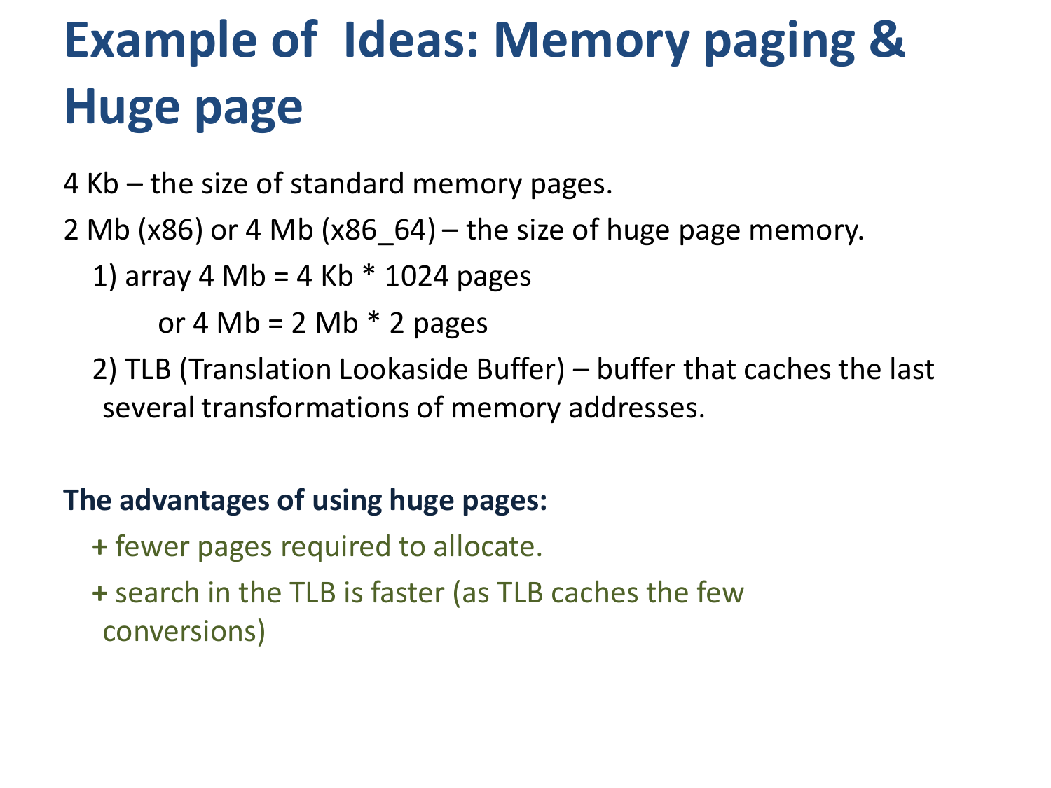# Example of Ideas: Memory paging & Huge page

4 Kb – the size of standard memory pages.

2 Mb (x86) or 4 Mb (x86_64) – the size of huge page memory.

1) array 4 Mb = 4 Kb * 1024 pages

   or 4 Mb = 2 Mb * 2 pages

2) TLB (Translation Lookaside Buffer) – buffer that caches the last several transformations of memory addresses.

**The advantages of using huge pages:**

**+** fewer pages required to allocate.

**+** search in the TLB is faster (as TLB caches the few conversions)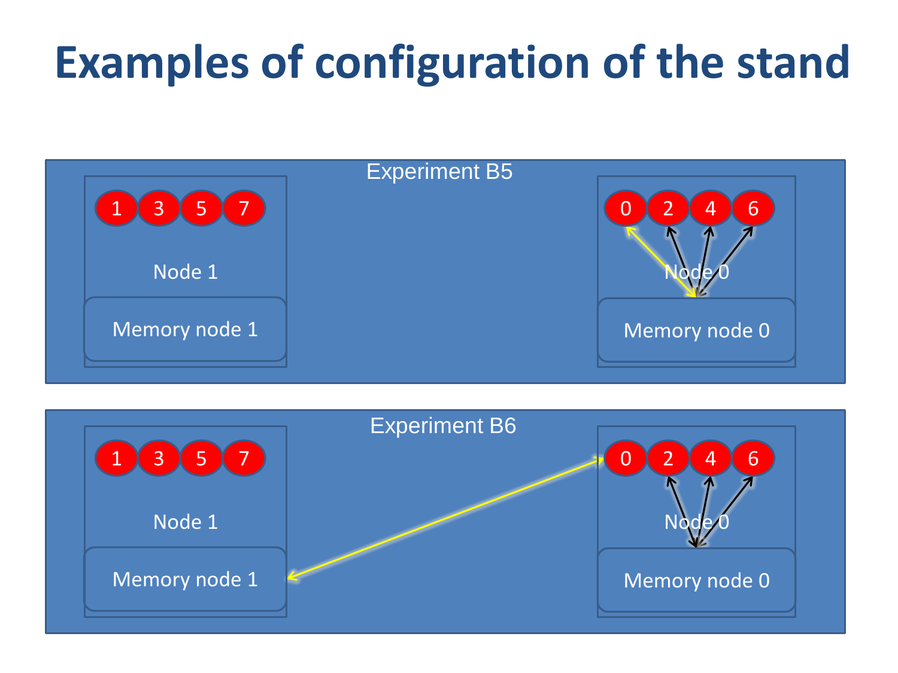# Examples of configuration of the stand

Experiment B5

1 3 5 7

Node 1

Memory node 1

0 2 4 6

Node 0

Memory node 0

Experiment B6

1 3 5 7

Node 1

Memory node 1

0 2 4 6

Node 0

Memory node 0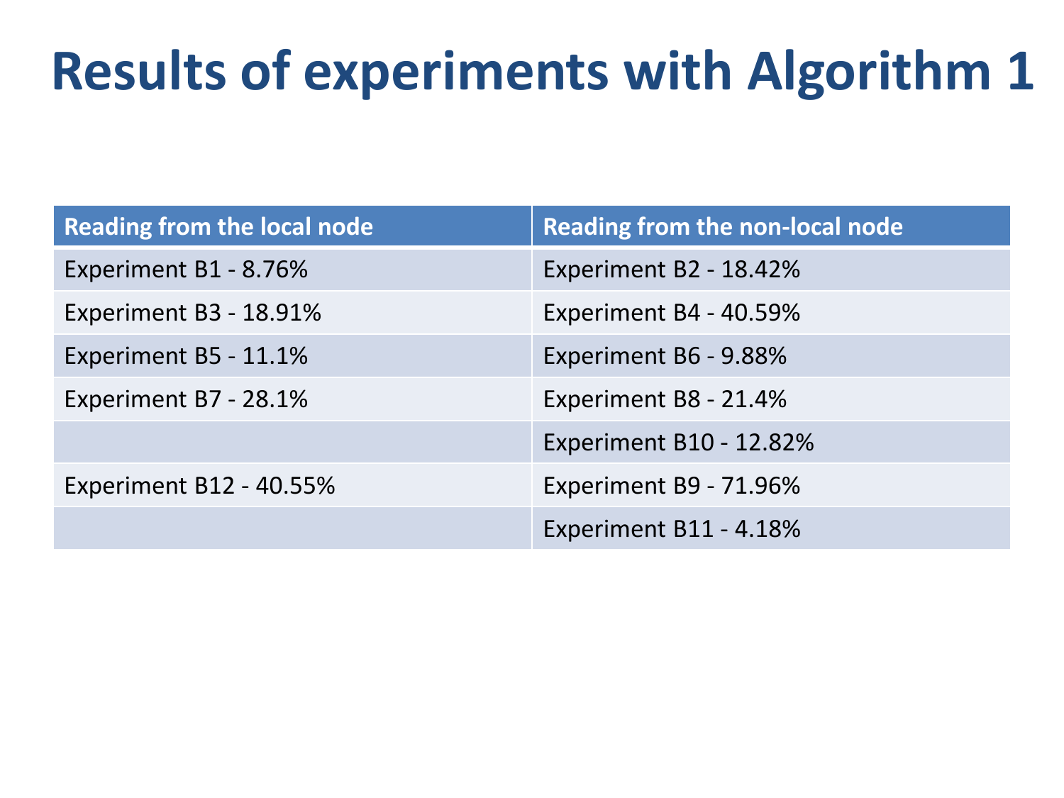# Results of experiments with Algorithm 1

| Reading from the local node | Reading from the non-local node |
| --- | --- |
| Experiment B1 - 8.76% | Experiment B2 - 18.42% |
| Experiment B3 - 18.91% | Experiment B4 - 40.59% |
| Experiment B5 - 11.1% | Experiment B6 - 9.88% |
| Experiment B7 - 28.1% | Experiment B8 - 21.4% |
| | Experiment B10 - 12.82% |
| Experiment B12 - 40.55% | Experiment B9 - 71.96% |
| | Experiment B11 - 4.18% |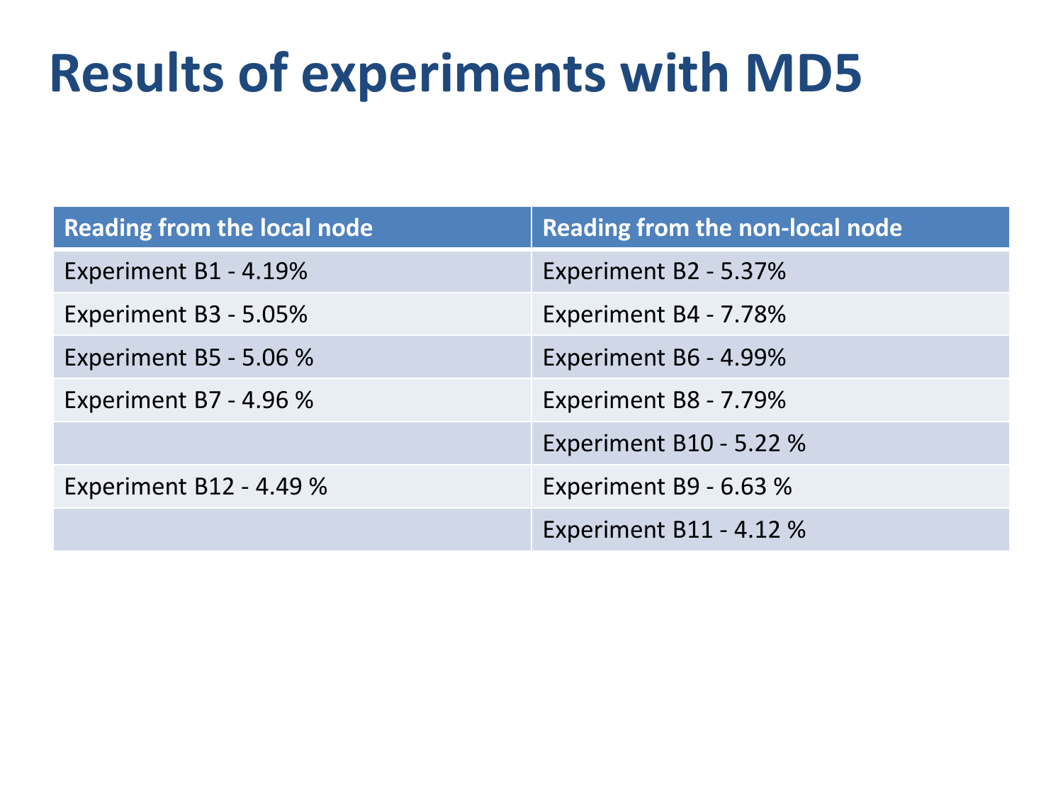# Results of experiments with MD5

| Reading from the local node | Reading from the non-local node |
| --- | --- |
| Experiment B1 - 4.19% | Experiment B2 - 5.37% |
| Experiment B3 - 5.05% | Experiment B4 - 7.78% |
| Experiment B5 - 5.06 % | Experiment B6 - 4.99% |
| Experiment B7 - 4.96 % | Experiment B8 - 7.79% |
| | Experiment B10 - 5.22 % |
| Experiment B12 - 4.49 % | Experiment B9 - 6.63 % |
| | Experiment B11 - 4.12 % |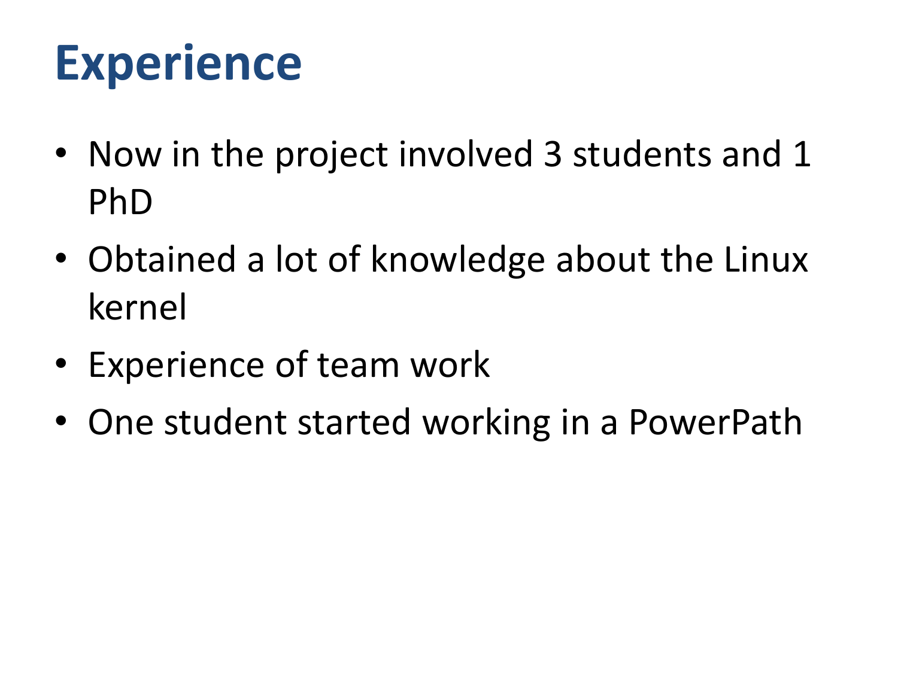# Experience

- Now in the project involved 3 students and 1 PhD
- Obtained a lot of knowledge about the Linux kernel
- Experience of team work
- One student started working in a PowerPath